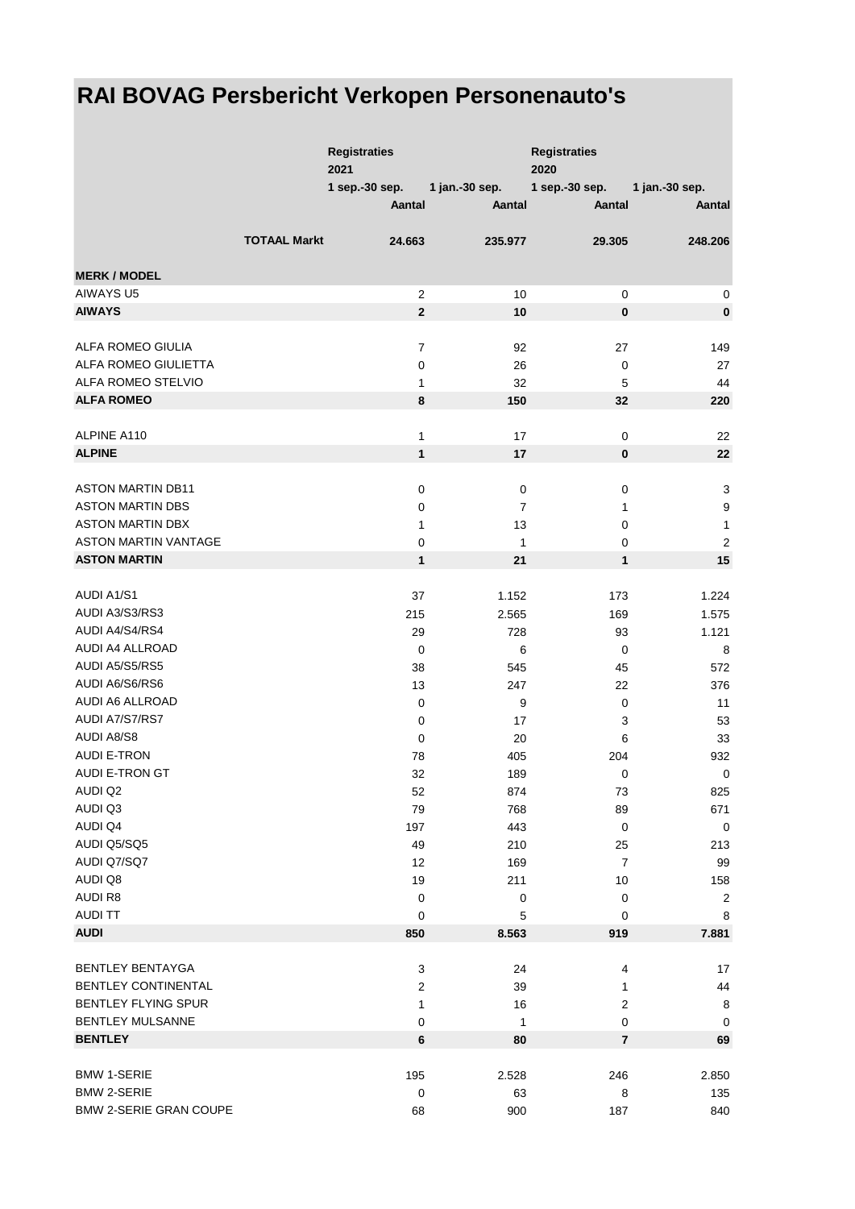# RAI BOVAG Persbericht Verkopen Personenauto's

| | Registraties 2021 | | Registraties 2020 | |
|---|---|---|---|---|
| | 1 sep.-30 sep. | 1 jan.-30 sep. | 1 sep.-30 sep. | 1 jan.-30 sep. |
| | Aantal | Aantal | Aantal | Aantal |
| **TOTAAL Markt** | **24.663** | **235.977** | **29.305** | **248.206** |
| **MERK / MODEL** | | | | |
| AIWAYS U5 | 2 | 10 | 0 | 0 |
| **AIWAYS** | **2** | **10** | **0** | **0** |
| ALFA ROMEO GIULIA | 7 | 92 | 27 | 149 |
| ALFA ROMEO GIULIETTA | 0 | 26 | 0 | 27 |
| ALFA ROMEO STELVIO | 1 | 32 | 5 | 44 |
| **ALFA ROMEO** | **8** | **150** | **32** | **220** |
| ALPINE A110 | 1 | 17 | 0 | 22 |
| **ALPINE** | **1** | **17** | **0** | **22** |
| ASTON MARTIN DB11 | 0 | 0 | 0 | 3 |
| ASTON MARTIN DBS | 0 | 7 | 1 | 9 |
| ASTON MARTIN DBX | 1 | 13 | 0 | 1 |
| ASTON MARTIN VANTAGE | 0 | 1 | 0 | 2 |
| **ASTON MARTIN** | **1** | **21** | **1** | **15** |
| AUDI A1/S1 | 37 | 1.152 | 173 | 1.224 |
| AUDI A3/S3/RS3 | 215 | 2.565 | 169 | 1.575 |
| AUDI A4/S4/RS4 | 29 | 728 | 93 | 1.121 |
| AUDI A4 ALLROAD | 0 | 6 | 0 | 8 |
| AUDI A5/S5/RS5 | 38 | 545 | 45 | 572 |
| AUDI A6/S6/RS6 | 13 | 247 | 22 | 376 |
| AUDI A6 ALLROAD | 0 | 9 | 0 | 11 |
| AUDI A7/S7/RS7 | 0 | 17 | 3 | 53 |
| AUDI A8/S8 | 0 | 20 | 6 | 33 |
| AUDI E-TRON | 78 | 405 | 204 | 932 |
| AUDI E-TRON GT | 32 | 189 | 0 | 0 |
| AUDI Q2 | 52 | 874 | 73 | 825 |
| AUDI Q3 | 79 | 768 | 89 | 671 |
| AUDI Q4 | 197 | 443 | 0 | 0 |
| AUDI Q5/SQ5 | 49 | 210 | 25 | 213 |
| AUDI Q7/SQ7 | 12 | 169 | 7 | 99 |
| AUDI Q8 | 19 | 211 | 10 | 158 |
| AUDI R8 | 0 | 0 | 0 | 2 |
| AUDI TT | 0 | 5 | 0 | 8 |
| **AUDI** | **850** | **8.563** | **919** | **7.881** |
| BENTLEY BENTAYGA | 3 | 24 | 4 | 17 |
| BENTLEY CONTINENTAL | 2 | 39 | 1 | 44 |
| BENTLEY FLYING SPUR | 1 | 16 | 2 | 8 |
| BENTLEY MULSANNE | 0 | 1 | 0 | 0 |
| **BENTLEY** | **6** | **80** | **7** | **69** |
| BMW 1-SERIE | 195 | 2.528 | 246 | 2.850 |
| BMW 2-SERIE | 0 | 63 | 8 | 135 |
| BMW 2-SERIE GRAN COUPE | 68 | 900 | 187 | 840 |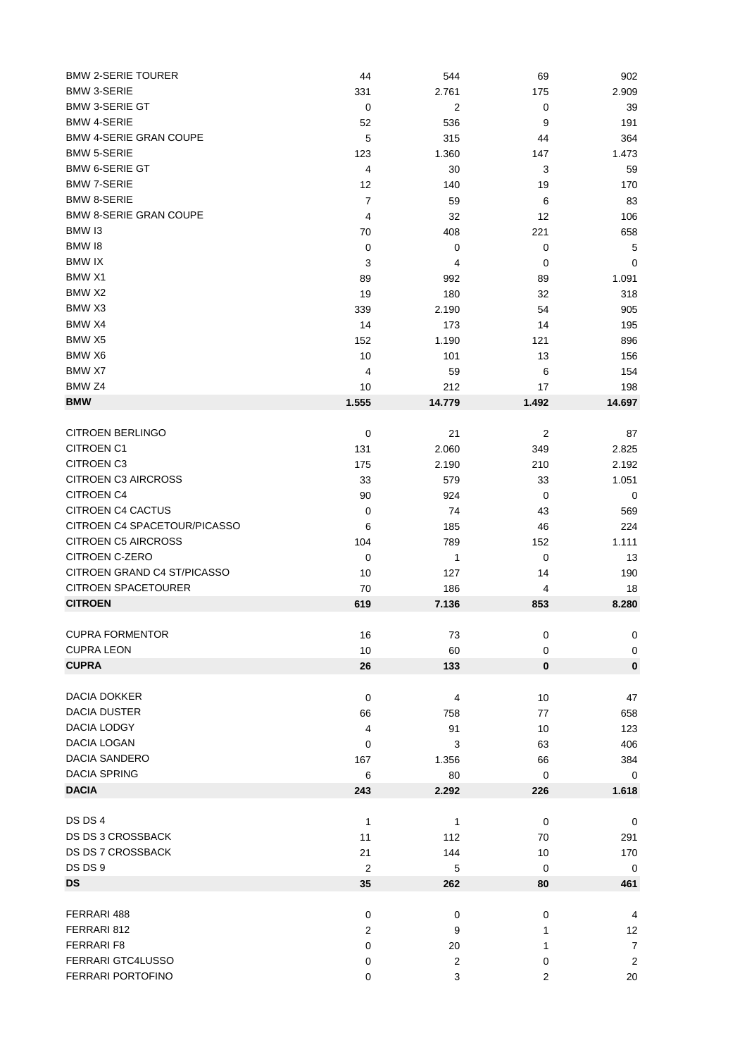| | | | | |
|---|---|---|---|---|
| BMW 2-SERIE TOURER | 44 | 544 | 69 | 902 |
| BMW 3-SERIE | 331 | 2.761 | 175 | 2.909 |
| BMW 3-SERIE GT | 0 | 2 | 0 | 39 |
| BMW 4-SERIE | 52 | 536 | 9 | 191 |
| BMW 4-SERIE GRAN COUPE | 5 | 315 | 44 | 364 |
| BMW 5-SERIE | 123 | 1.360 | 147 | 1.473 |
| BMW 6-SERIE GT | 4 | 30 | 3 | 59 |
| BMW 7-SERIE | 12 | 140 | 19 | 170 |
| BMW 8-SERIE | 7 | 59 | 6 | 83 |
| BMW 8-SERIE GRAN COUPE | 4 | 32 | 12 | 106 |
| BMW I3 | 70 | 408 | 221 | 658 |
| BMW I8 | 0 | 0 | 0 | 5 |
| BMW IX | 3 | 4 | 0 | 0 |
| BMW X1 | 89 | 992 | 89 | 1.091 |
| BMW X2 | 19 | 180 | 32 | 318 |
| BMW X3 | 339 | 2.190 | 54 | 905 |
| BMW X4 | 14 | 173 | 14 | 195 |
| BMW X5 | 152 | 1.190 | 121 | 896 |
| BMW X6 | 10 | 101 | 13 | 156 |
| BMW X7 | 4 | 59 | 6 | 154 |
| BMW Z4 | 10 | 212 | 17 | 198 |
| **BMW** | **1.555** | **14.779** | **1.492** | **14.697** |
| | | | | |
| CITROEN BERLINGO | 0 | 21 | 2 | 87 |
| CITROEN C1 | 131 | 2.060 | 349 | 2.825 |
| CITROEN C3 | 175 | 2.190 | 210 | 2.192 |
| CITROEN C3 AIRCROSS | 33 | 579 | 33 | 1.051 |
| CITROEN C4 | 90 | 924 | 0 | 0 |
| CITROEN C4 CACTUS | 0 | 74 | 43 | 569 |
| CITROEN C4 SPACETOUR/PICASSO | 6 | 185 | 46 | 224 |
| CITROEN C5 AIRCROSS | 104 | 789 | 152 | 1.111 |
| CITROEN C-ZERO | 0 | 1 | 0 | 13 |
| CITROEN GRAND C4 ST/PICASSO | 10 | 127 | 14 | 190 |
| CITROEN SPACETOURER | 70 | 186 | 4 | 18 |
| **CITROEN** | **619** | **7.136** | **853** | **8.280** |
| | | | | |
| CUPRA FORMENTOR | 16 | 73 | 0 | 0 |
| CUPRA LEON | 10 | 60 | 0 | 0 |
| **CUPRA** | **26** | **133** | **0** | **0** |
| | | | | |
| DACIA DOKKER | 0 | 4 | 10 | 47 |
| DACIA DUSTER | 66 | 758 | 77 | 658 |
| DACIA LODGY | 4 | 91 | 10 | 123 |
| DACIA LOGAN | 0 | 3 | 63 | 406 |
| DACIA SANDERO | 167 | 1.356 | 66 | 384 |
| DACIA SPRING | 6 | 80 | 0 | 0 |
| **DACIA** | **243** | **2.292** | **226** | **1.618** |
| | | | | |
| DS DS 4 | 1 | 1 | 0 | 0 |
| DS DS 3 CROSSBACK | 11 | 112 | 70 | 291 |
| DS DS 7 CROSSBACK | 21 | 144 | 10 | 170 |
| DS DS 9 | 2 | 5 | 0 | 0 |
| **DS** | **35** | **262** | **80** | **461** |
| | | | | |
| FERRARI 488 | 0 | 0 | 0 | 4 |
| FERRARI 812 | 2 | 9 | 1 | 12 |
| FERRARI F8 | 0 | 20 | 1 | 7 |
| FERRARI GTC4LUSSO | 0 | 2 | 0 | 2 |
| FERRARI PORTOFINO | 0 | 3 | 2 | 20 |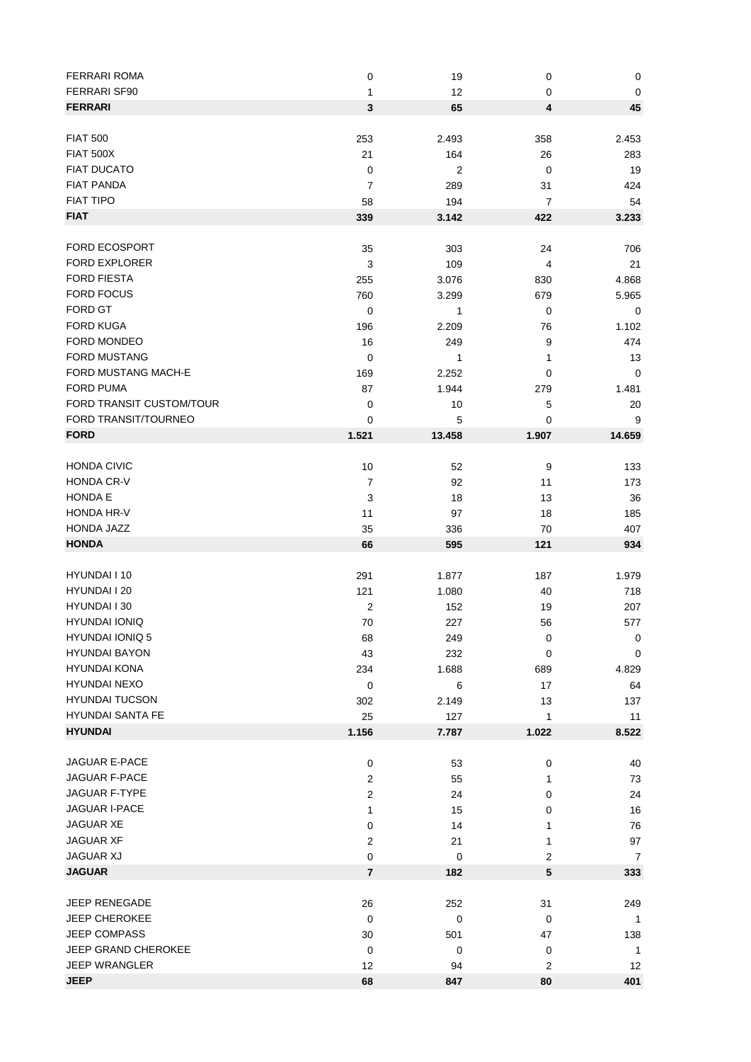| | | | | |
|---|---|---|---|---|
| FERRARI ROMA | 0 | 19 | 0 | 0 |
| FERRARI SF90 | 1 | 12 | 0 | 0 |
| **FERRARI** | **3** | **65** | **4** | **45** |
| | | | | |
| FIAT 500 | 253 | 2.493 | 358 | 2.453 |
| FIAT 500X | 21 | 164 | 26 | 283 |
| FIAT DUCATO | 0 | 2 | 0 | 19 |
| FIAT PANDA | 7 | 289 | 31 | 424 |
| FIAT TIPO | 58 | 194 | 7 | 54 |
| **FIAT** | **339** | **3.142** | **422** | **3.233** |
| | | | | |
| FORD ECOSPORT | 35 | 303 | 24 | 706 |
| FORD EXPLORER | 3 | 109 | 4 | 21 |
| FORD FIESTA | 255 | 3.076 | 830 | 4.868 |
| FORD FOCUS | 760 | 3.299 | 679 | 5.965 |
| FORD GT | 0 | 1 | 0 | 0 |
| FORD KUGA | 196 | 2.209 | 76 | 1.102 |
| FORD MONDEO | 16 | 249 | 9 | 474 |
| FORD MUSTANG | 0 | 1 | 1 | 13 |
| FORD MUSTANG MACH-E | 169 | 2.252 | 0 | 0 |
| FORD PUMA | 87 | 1.944 | 279 | 1.481 |
| FORD TRANSIT CUSTOM/TOUR | 0 | 10 | 5 | 20 |
| FORD TRANSIT/TOURNEO | 0 | 5 | 0 | 9 |
| **FORD** | **1.521** | **13.458** | **1.907** | **14.659** |
| | | | | |
| HONDA CIVIC | 10 | 52 | 9 | 133 |
| HONDA CR-V | 7 | 92 | 11 | 173 |
| HONDA E | 3 | 18 | 13 | 36 |
| HONDA HR-V | 11 | 97 | 18 | 185 |
| HONDA JAZZ | 35 | 336 | 70 | 407 |
| **HONDA** | **66** | **595** | **121** | **934** |
| | | | | |
| HYUNDAI I 10 | 291 | 1.877 | 187 | 1.979 |
| HYUNDAI I 20 | 121 | 1.080 | 40 | 718 |
| HYUNDAI I 30 | 2 | 152 | 19 | 207 |
| HYUNDAI IONIQ | 70 | 227 | 56 | 577 |
| HYUNDAI IONIQ 5 | 68 | 249 | 0 | 0 |
| HYUNDAI BAYON | 43 | 232 | 0 | 0 |
| HYUNDAI KONA | 234 | 1.688 | 689 | 4.829 |
| HYUNDAI NEXO | 0 | 6 | 17 | 64 |
| HYUNDAI TUCSON | 302 | 2.149 | 13 | 137 |
| HYUNDAI SANTA FE | 25 | 127 | 1 | 11 |
| **HYUNDAI** | **1.156** | **7.787** | **1.022** | **8.522** |
| | | | | |
| JAGUAR E-PACE | 0 | 53 | 0 | 40 |
| JAGUAR F-PACE | 2 | 55 | 1 | 73 |
| JAGUAR F-TYPE | 2 | 24 | 0 | 24 |
| JAGUAR I-PACE | 1 | 15 | 0 | 16 |
| JAGUAR XE | 0 | 14 | 1 | 76 |
| JAGUAR XF | 2 | 21 | 1 | 97 |
| JAGUAR XJ | 0 | 0 | 2 | 7 |
| **JAGUAR** | **7** | **182** | **5** | **333** |
| | | | | |
| JEEP RENEGADE | 26 | 252 | 31 | 249 |
| JEEP CHEROKEE | 0 | 0 | 0 | 1 |
| JEEP COMPASS | 30 | 501 | 47 | 138 |
| JEEP GRAND CHEROKEE | 0 | 0 | 0 | 1 |
| JEEP WRANGLER | 12 | 94 | 2 | 12 |
| **JEEP** | **68** | **847** | **80** | **401** |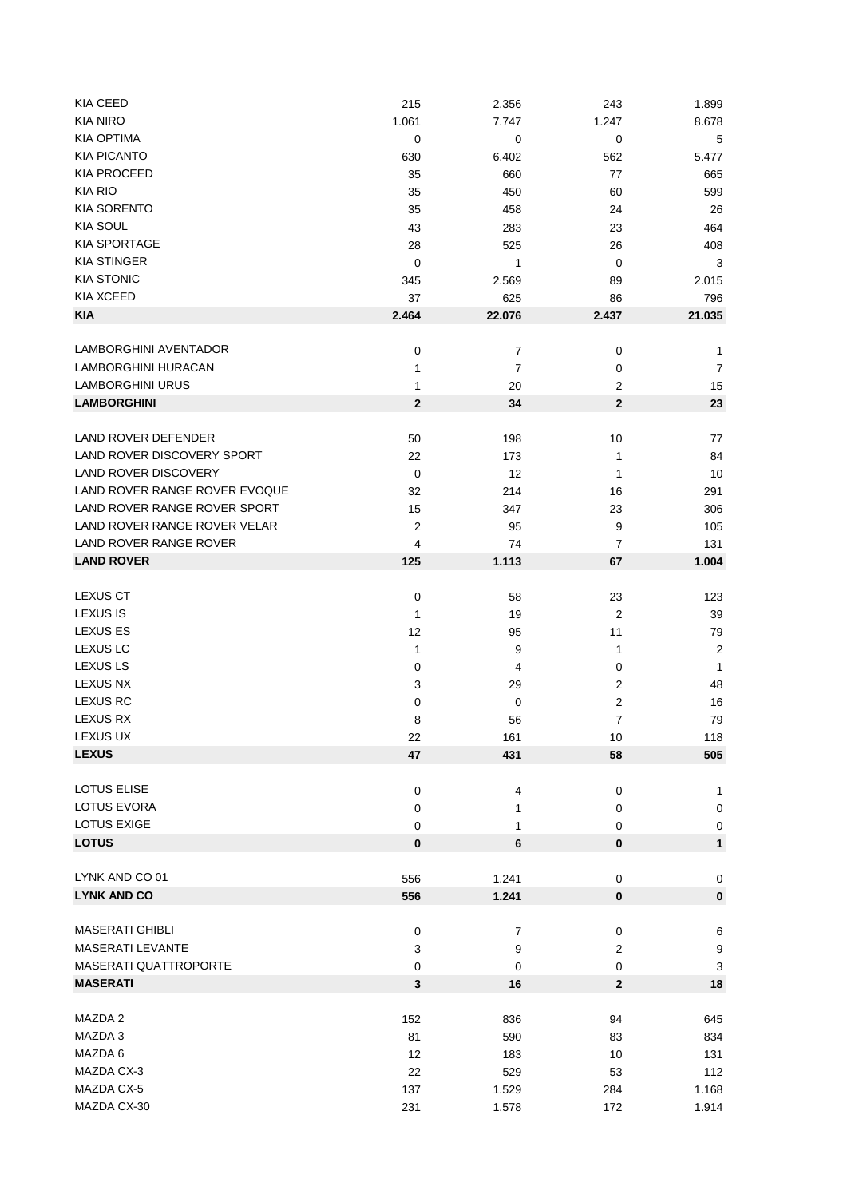| | | | | |
|---|---|---|---|---|
| KIA CEED | 215 | 2.356 | 243 | 1.899 |
| KIA NIRO | 1.061 | 7.747 | 1.247 | 8.678 |
| KIA OPTIMA | 0 | 0 | 0 | 5 |
| KIA PICANTO | 630 | 6.402 | 562 | 5.477 |
| KIA PROCEED | 35 | 660 | 77 | 665 |
| KIA RIO | 35 | 450 | 60 | 599 |
| KIA SORENTO | 35 | 458 | 24 | 26 |
| KIA SOUL | 43 | 283 | 23 | 464 |
| KIA SPORTAGE | 28 | 525 | 26 | 408 |
| KIA STINGER | 0 | 1 | 0 | 3 |
| KIA STONIC | 345 | 2.569 | 89 | 2.015 |
| KIA XCEED | 37 | 625 | 86 | 796 |
| **KIA** | **2.464** | **22.076** | **2.437** | **21.035** |
| | | | | |
| LAMBORGHINI AVENTADOR | 0 | 7 | 0 | 1 |
| LAMBORGHINI HURACAN | 1 | 7 | 0 | 7 |
| LAMBORGHINI URUS | 1 | 20 | 2 | 15 |
| **LAMBORGHINI** | **2** | **34** | **2** | **23** |
| | | | | |
| LAND ROVER DEFENDER | 50 | 198 | 10 | 77 |
| LAND ROVER DISCOVERY SPORT | 22 | 173 | 1 | 84 |
| LAND ROVER DISCOVERY | 0 | 12 | 1 | 10 |
| LAND ROVER RANGE ROVER EVOQUE | 32 | 214 | 16 | 291 |
| LAND ROVER RANGE ROVER SPORT | 15 | 347 | 23 | 306 |
| LAND ROVER RANGE ROVER VELAR | 2 | 95 | 9 | 105 |
| LAND ROVER RANGE ROVER | 4 | 74 | 7 | 131 |
| **LAND ROVER** | **125** | **1.113** | **67** | **1.004** |
| | | | | |
| LEXUS CT | 0 | 58 | 23 | 123 |
| LEXUS IS | 1 | 19 | 2 | 39 |
| LEXUS ES | 12 | 95 | 11 | 79 |
| LEXUS LC | 1 | 9 | 1 | 2 |
| LEXUS LS | 0 | 4 | 0 | 1 |
| LEXUS NX | 3 | 29 | 2 | 48 |
| LEXUS RC | 0 | 0 | 2 | 16 |
| LEXUS RX | 8 | 56 | 7 | 79 |
| LEXUS UX | 22 | 161 | 10 | 118 |
| **LEXUS** | **47** | **431** | **58** | **505** |
| | | | | |
| LOTUS ELISE | 0 | 4 | 0 | 1 |
| LOTUS EVORA | 0 | 1 | 0 | 0 |
| LOTUS EXIGE | 0 | 1 | 0 | 0 |
| **LOTUS** | **0** | **6** | **0** | **1** |
| | | | | |
| LYNK AND CO 01 | 556 | 1.241 | 0 | 0 |
| **LYNK AND CO** | **556** | **1.241** | **0** | **0** |
| | | | | |
| MASERATI GHIBLI | 0 | 7 | 0 | 6 |
| MASERATI LEVANTE | 3 | 9 | 2 | 9 |
| MASERATI QUATTROPORTE | 0 | 0 | 0 | 3 |
| **MASERATI** | **3** | **16** | **2** | **18** |
| | | | | |
| MAZDA 2 | 152 | 836 | 94 | 645 |
| MAZDA 3 | 81 | 590 | 83 | 834 |
| MAZDA 6 | 12 | 183 | 10 | 131 |
| MAZDA CX-3 | 22 | 529 | 53 | 112 |
| MAZDA CX-5 | 137 | 1.529 | 284 | 1.168 |
| MAZDA CX-30 | 231 | 1.578 | 172 | 1.914 |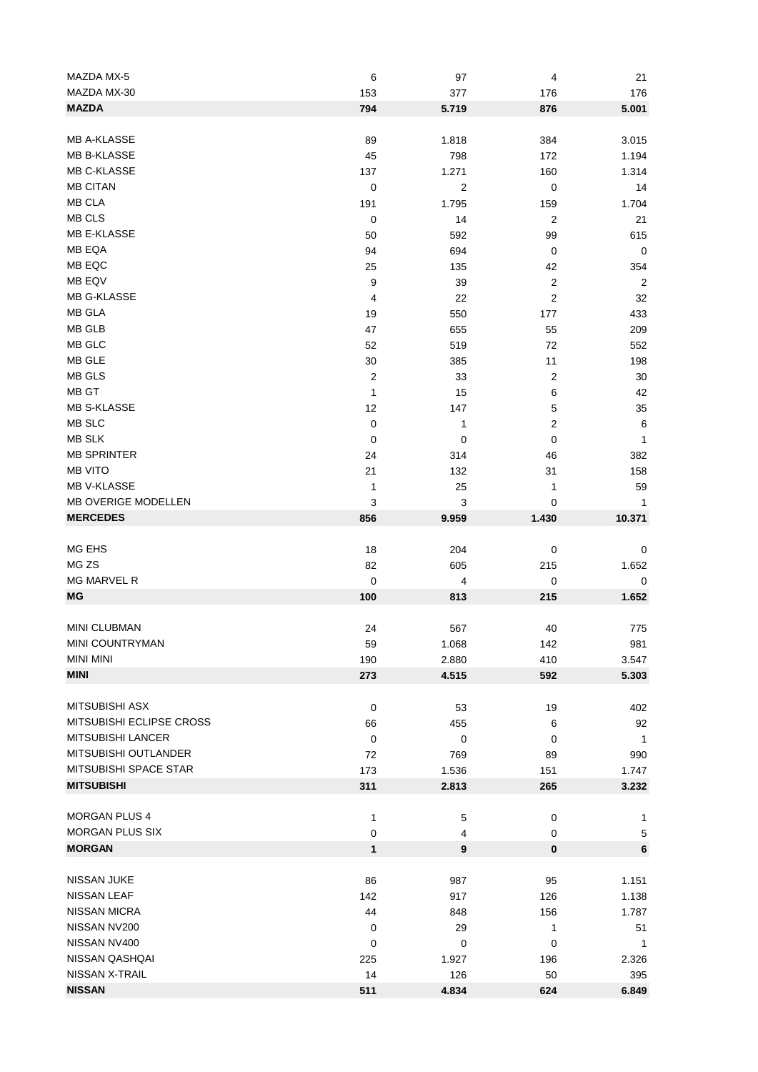| | | | | |
|---|---|---|---|---|
| MAZDA MX-5 | 6 | 97 | 4 | 21 |
| MAZDA MX-30 | 153 | 377 | 176 | 176 |
| **MAZDA** | **794** | **5.719** | **876** | **5.001** |
| | | | | |
| MB A-KLASSE | 89 | 1.818 | 384 | 3.015 |
| MB B-KLASSE | 45 | 798 | 172 | 1.194 |
| MB C-KLASSE | 137 | 1.271 | 160 | 1.314 |
| MB CITAN | 0 | 2 | 0 | 14 |
| MB CLA | 191 | 1.795 | 159 | 1.704 |
| MB CLS | 0 | 14 | 2 | 21 |
| MB E-KLASSE | 50 | 592 | 99 | 615 |
| MB EQA | 94 | 694 | 0 | 0 |
| MB EQC | 25 | 135 | 42 | 354 |
| MB EQV | 9 | 39 | 2 | 2 |
| MB G-KLASSE | 4 | 22 | 2 | 32 |
| MB GLA | 19 | 550 | 177 | 433 |
| MB GLB | 47 | 655 | 55 | 209 |
| MB GLC | 52 | 519 | 72 | 552 |
| MB GLE | 30 | 385 | 11 | 198 |
| MB GLS | 2 | 33 | 2 | 30 |
| MB GT | 1 | 15 | 6 | 42 |
| MB S-KLASSE | 12 | 147 | 5 | 35 |
| MB SLC | 0 | 1 | 2 | 6 |
| MB SLK | 0 | 0 | 0 | 1 |
| MB SPRINTER | 24 | 314 | 46 | 382 |
| MB VITO | 21 | 132 | 31 | 158 |
| MB V-KLASSE | 1 | 25 | 1 | 59 |
| MB OVERIGE MODELLEN | 3 | 3 | 0 | 1 |
| **MERCEDES** | **856** | **9.959** | **1.430** | **10.371** |
| | | | | |
| MG EHS | 18 | 204 | 0 | 0 |
| MG ZS | 82 | 605 | 215 | 1.652 |
| MG MARVEL R | 0 | 4 | 0 | 0 |
| **MG** | **100** | **813** | **215** | **1.652** |
| | | | | |
| MINI CLUBMAN | 24 | 567 | 40 | 775 |
| MINI COUNTRYMAN | 59 | 1.068 | 142 | 981 |
| MINI MINI | 190 | 2.880 | 410 | 3.547 |
| **MINI** | **273** | **4.515** | **592** | **5.303** |
| | | | | |
| MITSUBISHI ASX | 0 | 53 | 19 | 402 |
| MITSUBISHI ECLIPSE CROSS | 66 | 455 | 6 | 92 |
| MITSUBISHI LANCER | 0 | 0 | 0 | 1 |
| MITSUBISHI OUTLANDER | 72 | 769 | 89 | 990 |
| MITSUBISHI SPACE STAR | 173 | 1.536 | 151 | 1.747 |
| **MITSUBISHI** | **311** | **2.813** | **265** | **3.232** |
| | | | | |
| MORGAN PLUS 4 | 1 | 5 | 0 | 1 |
| MORGAN PLUS SIX | 0 | 4 | 0 | 5 |
| **MORGAN** | **1** | **9** | **0** | **6** |
| | | | | |
| NISSAN JUKE | 86 | 987 | 95 | 1.151 |
| NISSAN LEAF | 142 | 917 | 126 | 1.138 |
| NISSAN MICRA | 44 | 848 | 156 | 1.787 |
| NISSAN NV200 | 0 | 29 | 1 | 51 |
| NISSAN NV400 | 0 | 0 | 0 | 1 |
| NISSAN QASHQAI | 225 | 1.927 | 196 | 2.326 |
| NISSAN X-TRAIL | 14 | 126 | 50 | 395 |
| **NISSAN** | **511** | **4.834** | **624** | **6.849** |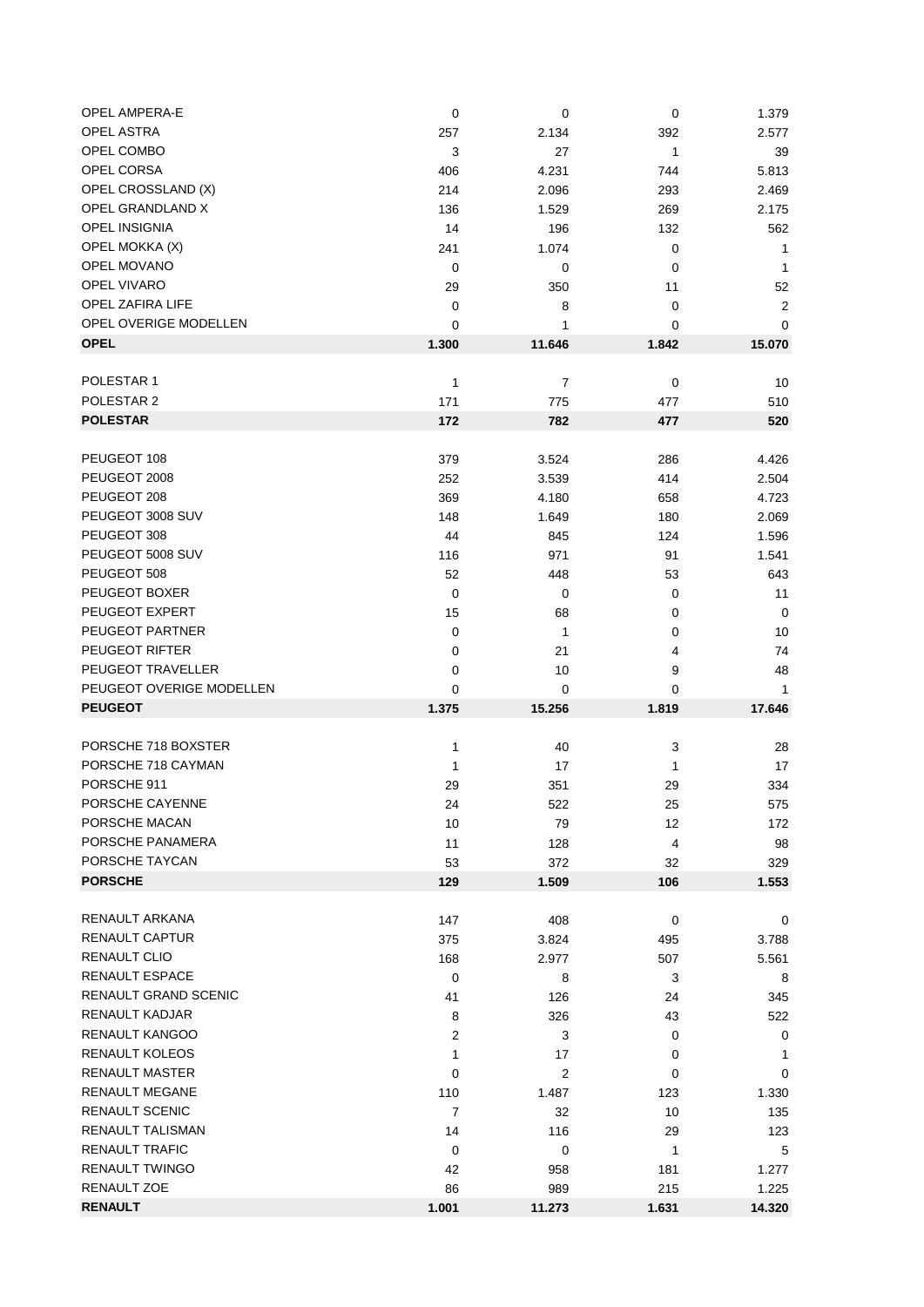| | | | | |
|---|---|---|---|---|
| OPEL AMPERA-E | 0 | 0 | 0 | 1.379 |
| OPEL ASTRA | 257 | 2.134 | 392 | 2.577 |
| OPEL COMBO | 3 | 27 | 1 | 39 |
| OPEL CORSA | 406 | 4.231 | 744 | 5.813 |
| OPEL CROSSLAND (X) | 214 | 2.096 | 293 | 2.469 |
| OPEL GRANDLAND X | 136 | 1.529 | 269 | 2.175 |
| OPEL INSIGNIA | 14 | 196 | 132 | 562 |
| OPEL MOKKA (X) | 241 | 1.074 | 0 | 1 |
| OPEL MOVANO | 0 | 0 | 0 | 1 |
| OPEL VIVARO | 29 | 350 | 11 | 52 |
| OPEL ZAFIRA LIFE | 0 | 8 | 0 | 2 |
| OPEL OVERIGE MODELLEN | 0 | 1 | 0 | 0 |
| **OPEL** | **1.300** | **11.646** | **1.842** | **15.070** |
| | | | | |
| POLESTAR 1 | 1 | 7 | 0 | 10 |
| POLESTAR 2 | 171 | 775 | 477 | 510 |
| **POLESTAR** | **172** | **782** | **477** | **520** |
| | | | | |
| PEUGEOT 108 | 379 | 3.524 | 286 | 4.426 |
| PEUGEOT 2008 | 252 | 3.539 | 414 | 2.504 |
| PEUGEOT 208 | 369 | 4.180 | 658 | 4.723 |
| PEUGEOT 3008 SUV | 148 | 1.649 | 180 | 2.069 |
| PEUGEOT 308 | 44 | 845 | 124 | 1.596 |
| PEUGEOT 5008 SUV | 116 | 971 | 91 | 1.541 |
| PEUGEOT 508 | 52 | 448 | 53 | 643 |
| PEUGEOT BOXER | 0 | 0 | 0 | 11 |
| PEUGEOT EXPERT | 15 | 68 | 0 | 0 |
| PEUGEOT PARTNER | 0 | 1 | 0 | 10 |
| PEUGEOT RIFTER | 0 | 21 | 4 | 74 |
| PEUGEOT TRAVELLER | 0 | 10 | 9 | 48 |
| PEUGEOT OVERIGE MODELLEN | 0 | 0 | 0 | 1 |
| **PEUGEOT** | **1.375** | **15.256** | **1.819** | **17.646** |
| | | | | |
| PORSCHE 718 BOXSTER | 1 | 40 | 3 | 28 |
| PORSCHE 718 CAYMAN | 1 | 17 | 1 | 17 |
| PORSCHE 911 | 29 | 351 | 29 | 334 |
| PORSCHE CAYENNE | 24 | 522 | 25 | 575 |
| PORSCHE MACAN | 10 | 79 | 12 | 172 |
| PORSCHE PANAMERA | 11 | 128 | 4 | 98 |
| PORSCHE TAYCAN | 53 | 372 | 32 | 329 |
| **PORSCHE** | **129** | **1.509** | **106** | **1.553** |
| | | | | |
| RENAULT ARKANA | 147 | 408 | 0 | 0 |
| RENAULT CAPTUR | 375 | 3.824 | 495 | 3.788 |
| RENAULT CLIO | 168 | 2.977 | 507 | 5.561 |
| RENAULT ESPACE | 0 | 8 | 3 | 8 |
| RENAULT GRAND SCENIC | 41 | 126 | 24 | 345 |
| RENAULT KADJAR | 8 | 326 | 43 | 522 |
| RENAULT KANGOO | 2 | 3 | 0 | 0 |
| RENAULT KOLEOS | 1 | 17 | 0 | 1 |
| RENAULT MASTER | 0 | 2 | 0 | 0 |
| RENAULT MEGANE | 110 | 1.487 | 123 | 1.330 |
| RENAULT SCENIC | 7 | 32 | 10 | 135 |
| RENAULT TALISMAN | 14 | 116 | 29 | 123 |
| RENAULT TRAFIC | 0 | 0 | 1 | 5 |
| RENAULT TWINGO | 42 | 958 | 181 | 1.277 |
| RENAULT ZOE | 86 | 989 | 215 | 1.225 |
| **RENAULT** | **1.001** | **11.273** | **1.631** | **14.320** |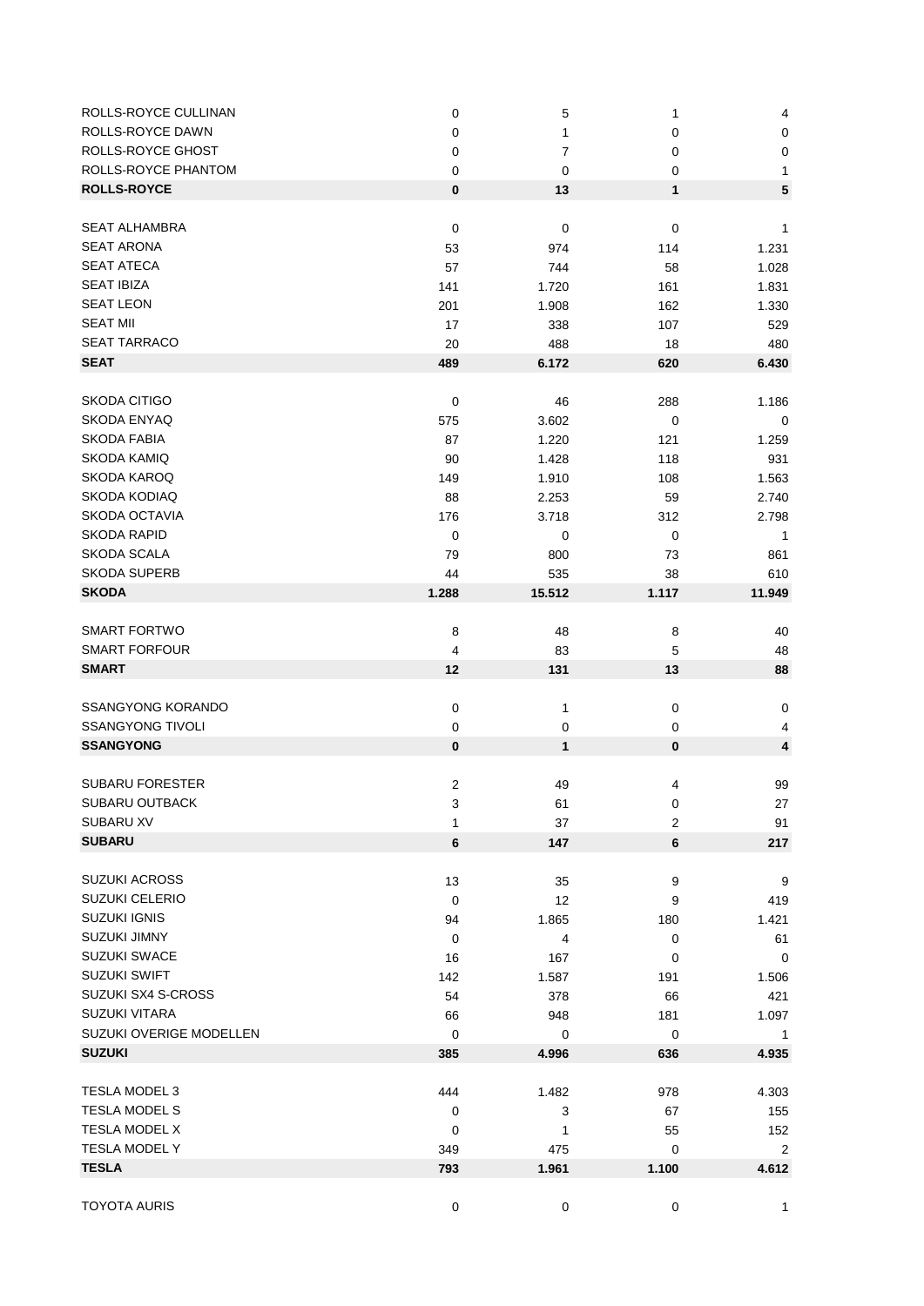| | | | | |
|---|---|---|---|---|
| ROLLS-ROYCE CULLINAN | 0 | 5 | 1 | 4 |
| ROLLS-ROYCE DAWN | 0 | 1 | 0 | 0 |
| ROLLS-ROYCE GHOST | 0 | 7 | 0 | 0 |
| ROLLS-ROYCE PHANTOM | 0 | 0 | 0 | 1 |
| **ROLLS-ROYCE** | **0** | **13** | **1** | **5** |
| | | | | |
| SEAT ALHAMBRA | 0 | 0 | 0 | 1 |
| SEAT ARONA | 53 | 974 | 114 | 1.231 |
| SEAT ATECA | 57 | 744 | 58 | 1.028 |
| SEAT IBIZA | 141 | 1.720 | 161 | 1.831 |
| SEAT LEON | 201 | 1.908 | 162 | 1.330 |
| SEAT MII | 17 | 338 | 107 | 529 |
| SEAT TARRACO | 20 | 488 | 18 | 480 |
| **SEAT** | **489** | **6.172** | **620** | **6.430** |
| | | | | |
| SKODA CITIGO | 0 | 46 | 288 | 1.186 |
| SKODA ENYAQ | 575 | 3.602 | 0 | 0 |
| SKODA FABIA | 87 | 1.220 | 121 | 1.259 |
| SKODA KAMIQ | 90 | 1.428 | 118 | 931 |
| SKODA KAROQ | 149 | 1.910 | 108 | 1.563 |
| SKODA KODIAQ | 88 | 2.253 | 59 | 2.740 |
| SKODA OCTAVIA | 176 | 3.718 | 312 | 2.798 |
| SKODA RAPID | 0 | 0 | 0 | 1 |
| SKODA SCALA | 79 | 800 | 73 | 861 |
| SKODA SUPERB | 44 | 535 | 38 | 610 |
| **SKODA** | **1.288** | **15.512** | **1.117** | **11.949** |
| | | | | |
| SMART FORTWO | 8 | 48 | 8 | 40 |
| SMART FORFOUR | 4 | 83 | 5 | 48 |
| **SMART** | **12** | **131** | **13** | **88** |
| | | | | |
| SSANGYONG KORANDO | 0 | 1 | 0 | 0 |
| SSANGYONG TIVOLI | 0 | 0 | 0 | 4 |
| **SSANGYONG** | **0** | **1** | **0** | **4** |
| | | | | |
| SUBARU FORESTER | 2 | 49 | 4 | 99 |
| SUBARU OUTBACK | 3 | 61 | 0 | 27 |
| SUBARU XV | 1 | 37 | 2 | 91 |
| **SUBARU** | **6** | **147** | **6** | **217** |
| | | | | |
| SUZUKI ACROSS | 13 | 35 | 9 | 9 |
| SUZUKI CELERIO | 0 | 12 | 9 | 419 |
| SUZUKI IGNIS | 94 | 1.865 | 180 | 1.421 |
| SUZUKI JIMNY | 0 | 4 | 0 | 61 |
| SUZUKI SWACE | 16 | 167 | 0 | 0 |
| SUZUKI SWIFT | 142 | 1.587 | 191 | 1.506 |
| SUZUKI SX4 S-CROSS | 54 | 378 | 66 | 421 |
| SUZUKI VITARA | 66 | 948 | 181 | 1.097 |
| SUZUKI OVERIGE MODELLEN | 0 | 0 | 0 | 1 |
| **SUZUKI** | **385** | **4.996** | **636** | **4.935** |
| | | | | |
| TESLA MODEL 3 | 444 | 1.482 | 978 | 4.303 |
| TESLA MODEL S | 0 | 3 | 67 | 155 |
| TESLA MODEL X | 0 | 1 | 55 | 152 |
| TESLA MODEL Y | 349 | 475 | 0 | 2 |
| **TESLA** | **793** | **1.961** | **1.100** | **4.612** |
| | | | | |
| TOYOTA AURIS | 0 | 0 | 0 | 1 |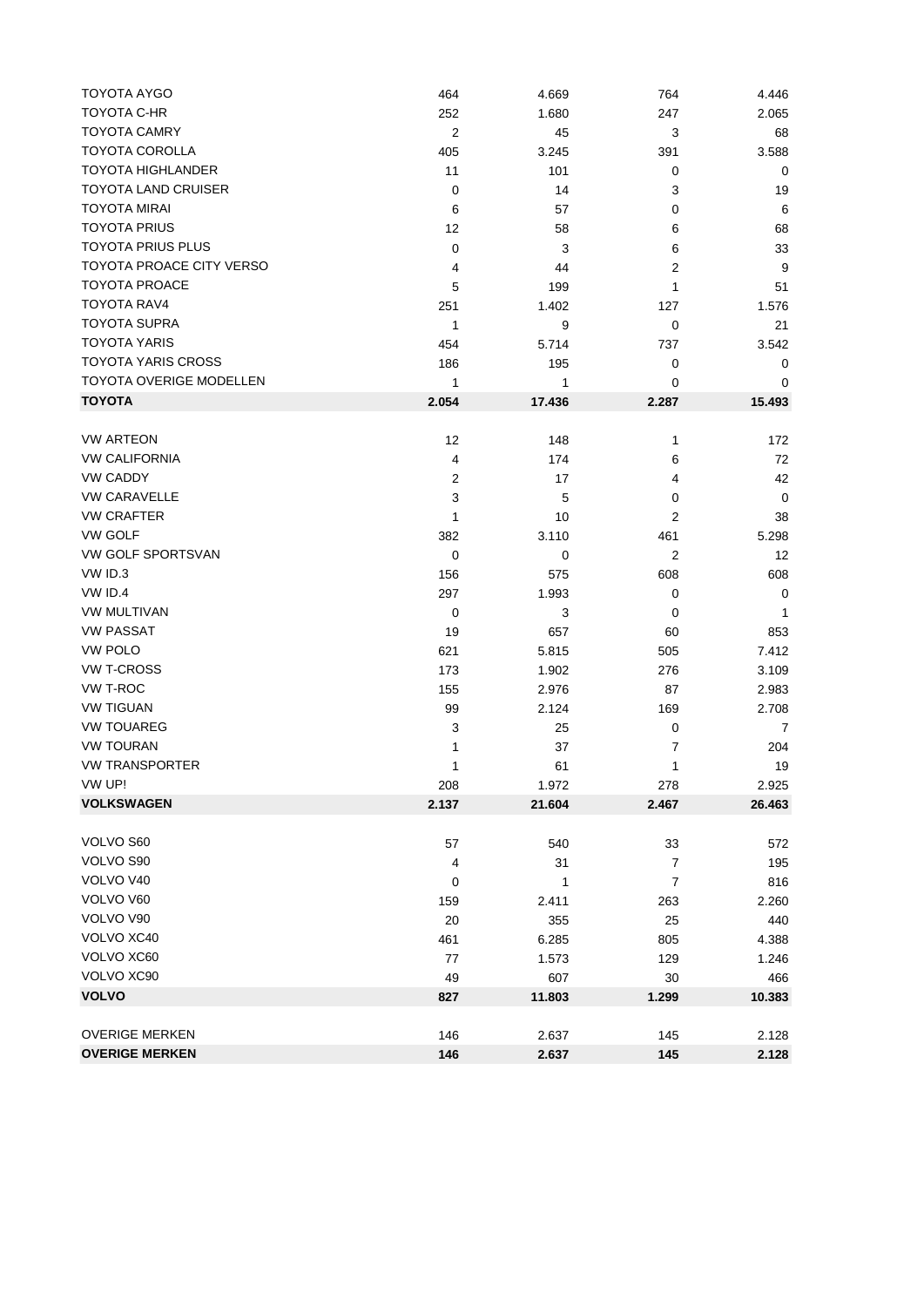| | | | | |
|---|---|---|---|---|
| TOYOTA AYGO | 464 | 4.669 | 764 | 4.446 |
| TOYOTA C-HR | 252 | 1.680 | 247 | 2.065 |
| TOYOTA CAMRY | 2 | 45 | 3 | 68 |
| TOYOTA COROLLA | 405 | 3.245 | 391 | 3.588 |
| TOYOTA HIGHLANDER | 11 | 101 | 0 | 0 |
| TOYOTA LAND CRUISER | 0 | 14 | 3 | 19 |
| TOYOTA MIRAI | 6 | 57 | 0 | 6 |
| TOYOTA PRIUS | 12 | 58 | 6 | 68 |
| TOYOTA PRIUS PLUS | 0 | 3 | 6 | 33 |
| TOYOTA PROACE CITY VERSO | 4 | 44 | 2 | 9 |
| TOYOTA PROACE | 5 | 199 | 1 | 51 |
| TOYOTA RAV4 | 251 | 1.402 | 127 | 1.576 |
| TOYOTA SUPRA | 1 | 9 | 0 | 21 |
| TOYOTA YARIS | 454 | 5.714 | 737 | 3.542 |
| TOYOTA YARIS CROSS | 186 | 195 | 0 | 0 |
| TOYOTA OVERIGE MODELLEN | 1 | 1 | 0 | 0 |
| **TOYOTA** | **2.054** | **17.436** | **2.287** | **15.493** |
| | | | | |
| VW ARTEON | 12 | 148 | 1 | 172 |
| VW CALIFORNIA | 4 | 174 | 6 | 72 |
| VW CADDY | 2 | 17 | 4 | 42 |
| VW CARAVELLE | 3 | 5 | 0 | 0 |
| VW CRAFTER | 1 | 10 | 2 | 38 |
| VW GOLF | 382 | 3.110 | 461 | 5.298 |
| VW GOLF SPORTSVAN | 0 | 0 | 2 | 12 |
| VW ID.3 | 156 | 575 | 608 | 608 |
| VW ID.4 | 297 | 1.993 | 0 | 0 |
| VW MULTIVAN | 0 | 3 | 0 | 1 |
| VW PASSAT | 19 | 657 | 60 | 853 |
| VW POLO | 621 | 5.815 | 505 | 7.412 |
| VW T-CROSS | 173 | 1.902 | 276 | 3.109 |
| VW T-ROC | 155 | 2.976 | 87 | 2.983 |
| VW TIGUAN | 99 | 2.124 | 169 | 2.708 |
| VW TOUAREG | 3 | 25 | 0 | 7 |
| VW TOURAN | 1 | 37 | 7 | 204 |
| VW TRANSPORTER | 1 | 61 | 1 | 19 |
| VW UP! | 208 | 1.972 | 278 | 2.925 |
| **VOLKSWAGEN** | **2.137** | **21.604** | **2.467** | **26.463** |
| | | | | |
| VOLVO S60 | 57 | 540 | 33 | 572 |
| VOLVO S90 | 4 | 31 | 7 | 195 |
| VOLVO V40 | 0 | 1 | 7 | 816 |
| VOLVO V60 | 159 | 2.411 | 263 | 2.260 |
| VOLVO V90 | 20 | 355 | 25 | 440 |
| VOLVO XC40 | 461 | 6.285 | 805 | 4.388 |
| VOLVO XC60 | 77 | 1.573 | 129 | 1.246 |
| VOLVO XC90 | 49 | 607 | 30 | 466 |
| **VOLVO** | **827** | **11.803** | **1.299** | **10.383** |
| | | | | |
| OVERIGE MERKEN | 146 | 2.637 | 145 | 2.128 |
| **OVERIGE MERKEN** | **146** | **2.637** | **145** | **2.128** |